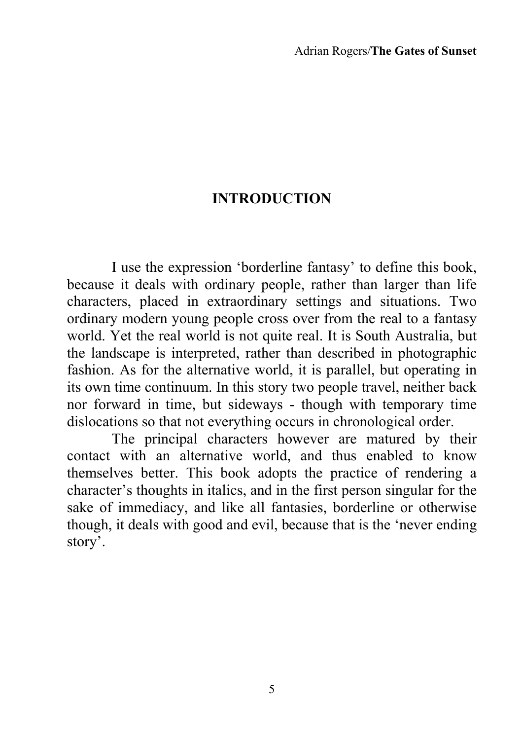# INTRODUCTION

I use the expression 'borderline fantasy' to define this book, because it deals with ordinary people, rather than larger than life characters, placed in extraordinary settings and situations. Two ordinary modern young people cross over from the real to a fantasy world. Yet the real world is not quite real. It is South Australia, but the landscape is interpreted, rather than described in photographic fashion. As for the alternative world, it is parallel, but operating in its own time continuum. In this story two people travel, neither back nor forward in time, but sideways - though with temporary time dislocations so that not everything occurs in chronological order.

The principal characters however are matured by their contact with an alternative world, and thus enabled to know themselves better. This book adopts the practice of rendering a character's thoughts in italics, and in the first person singular for the sake of immediacy, and like all fantasies, borderline or otherwise though, it deals with good and evil, because that is the 'never ending story'.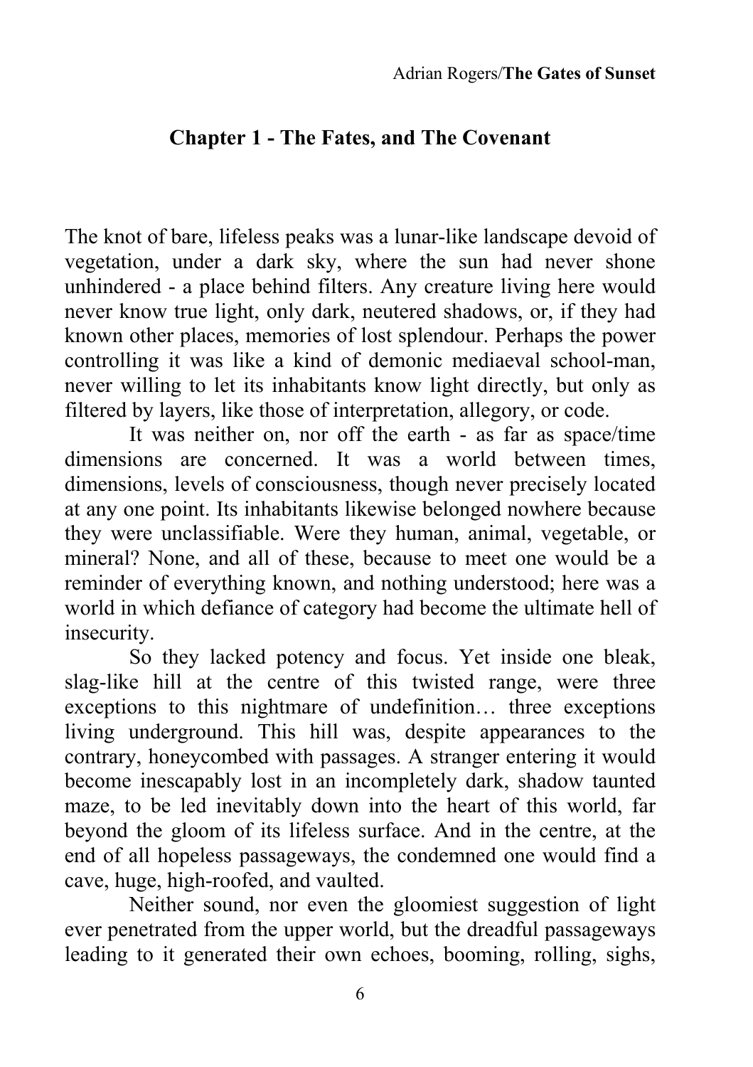## Chapter 1 - The Fates, and The Covenant

The knot of bare, lifeless peaks was a lunar-like landscape devoid of vegetation, under a dark sky, where the sun had never shone unhindered - a place behind filters. Any creature living here would never know true light, only dark, neutered shadows, or, if they had known other places, memories of lost splendour. Perhaps the power controlling it was like a kind of demonic mediaeval school-man, never willing to let its inhabitants know light directly, but only as filtered by layers, like those of interpretation, allegory, or code.

It was neither on, nor off the earth - as far as space/time dimensions are concerned. It was a world between times, dimensions, levels of consciousness, though never precisely located at any one point. Its inhabitants likewise belonged nowhere because they were unclassifiable. Were they human, animal, vegetable, or mineral? None, and all of these, because to meet one would be a reminder of everything known, and nothing understood; here was a world in which defiance of category had become the ultimate hell of insecurity.

So they lacked potency and focus. Yet inside one bleak, slag-like hill at the centre of this twisted range, were three exceptions to this nightmare of undefinition… three exceptions living underground. This hill was, despite appearances to the contrary, honeycombed with passages. A stranger entering it would become inescapably lost in an incompletely dark, shadow taunted maze, to be led inevitably down into the heart of this world, far beyond the gloom of its lifeless surface. And in the centre, at the end of all hopeless passageways, the condemned one would find a cave, huge, high-roofed, and vaulted.

Neither sound, nor even the gloomiest suggestion of light ever penetrated from the upper world, but the dreadful passageways leading to it generated their own echoes, booming, rolling, sighs,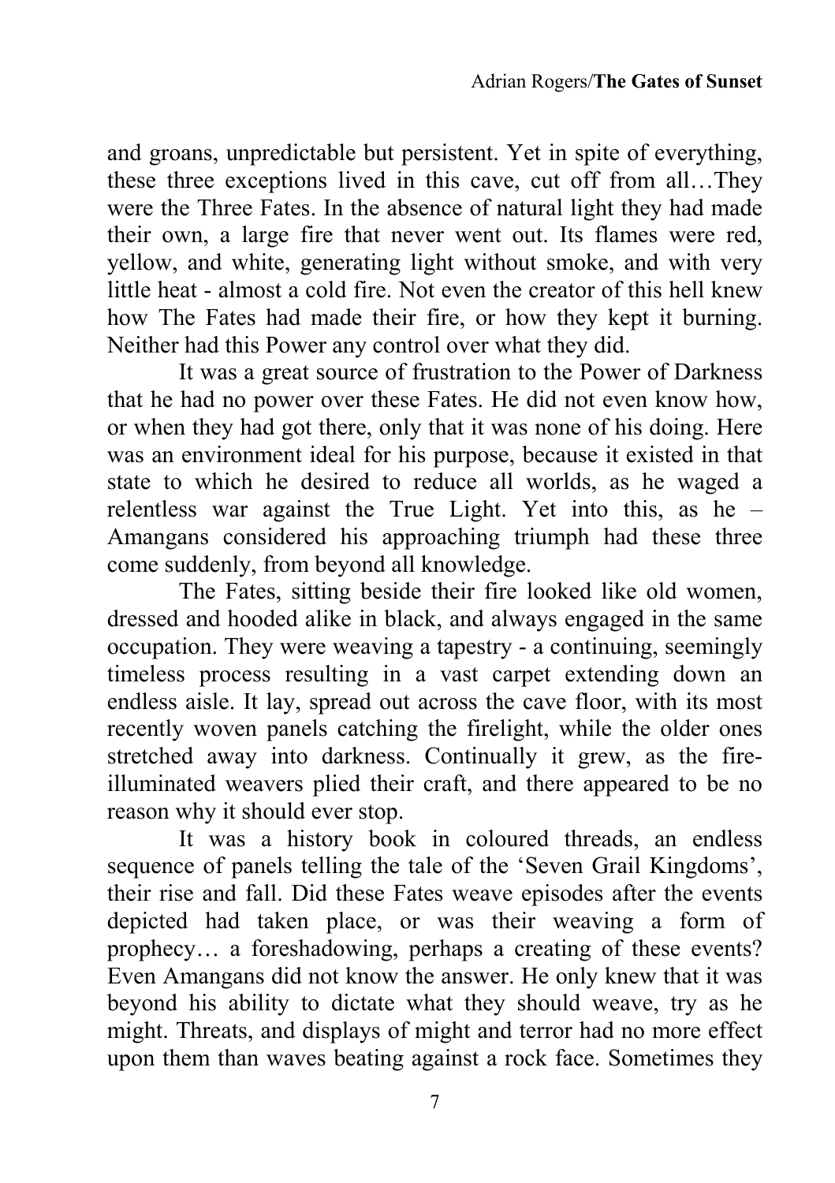and groans, unpredictable but persistent. Yet in spite of everything, these three exceptions lived in this cave, cut off from all…They were the Three Fates. In the absence of natural light they had made their own, a large fire that never went out. Its flames were red, yellow, and white, generating light without smoke, and with very little heat - almost a cold fire. Not even the creator of this hell knew how The Fates had made their fire, or how they kept it burning. Neither had this Power any control over what they did.

It was a great source of frustration to the Power of Darkness that he had no power over these Fates. He did not even know how, or when they had got there, only that it was none of his doing. Here was an environment ideal for his purpose, because it existed in that state to which he desired to reduce all worlds, as he waged a relentless war against the True Light. Yet into this, as he – Amangans considered his approaching triumph had these three come suddenly, from beyond all knowledge.

The Fates, sitting beside their fire looked like old women, dressed and hooded alike in black, and always engaged in the same occupation. They were weaving a tapestry - a continuing, seemingly timeless process resulting in a vast carpet extending down an endless aisle. It lay, spread out across the cave floor, with its most recently woven panels catching the firelight, while the older ones stretched away into darkness. Continually it grew, as the fire-illuminated weavers plied their craft, and there appeared to be no reason why it should ever stop.

It was a history book in coloured threads, an endless sequence of panels telling the tale of the 'Seven Grail Kingdoms', their rise and fall. Did these Fates weave episodes after the events depicted had taken place, or was their weaving a form of prophecy… a foreshadowing, perhaps a creating of these events? Even Amangans did not know the answer. He only knew that it was beyond his ability to dictate what they should weave, try as he might. Threats, and displays of might and terror had no more effect upon them than waves beating against a rock face. Sometimes they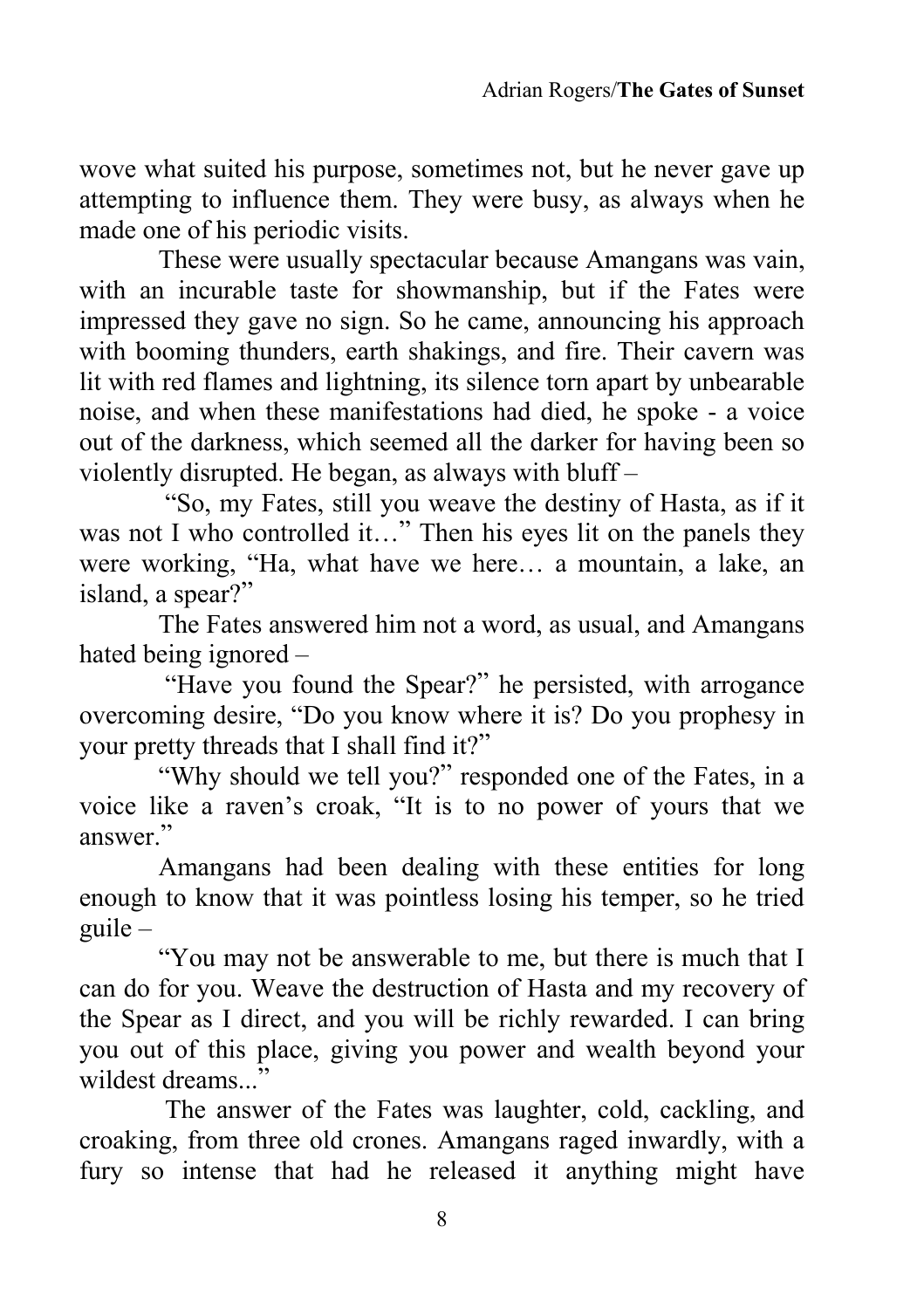wove what suited his purpose, sometimes not, but he never gave up attempting to influence them. They were busy, as always when he made one of his periodic visits.

These were usually spectacular because Amangans was vain, with an incurable taste for showmanship, but if the Fates were impressed they gave no sign. So he came, announcing his approach with booming thunders, earth shakings, and fire. Their cavern was lit with red flames and lightning, its silence torn apart by unbearable noise, and when these manifestations had died, he spoke - a voice out of the darkness, which seemed all the darker for having been so violently disrupted. He began, as always with bluff –

"So, my Fates, still you weave the destiny of Hasta, as if it was not I who controlled it…" Then his eyes lit on the panels they were working, "Ha, what have we here… a mountain, a lake, an island, a spear?"

The Fates answered him not a word, as usual, and Amangans hated being ignored –

"Have you found the Spear?" he persisted, with arrogance overcoming desire, "Do you know where it is? Do you prophesy in your pretty threads that I shall find it?"

"Why should we tell you?" responded one of the Fates, in a voice like a raven's croak, "It is to no power of yours that we answer."

Amangans had been dealing with these entities for long enough to know that it was pointless losing his temper, so he tried guile –

"You may not be answerable to me, but there is much that I can do for you. Weave the destruction of Hasta and my recovery of the Spear as I direct, and you will be richly rewarded. I can bring you out of this place, giving you power and wealth beyond your wildest dreams..."

The answer of the Fates was laughter, cold, cackling, and croaking, from three old crones. Amangans raged inwardly, with a fury so intense that had he released it anything might have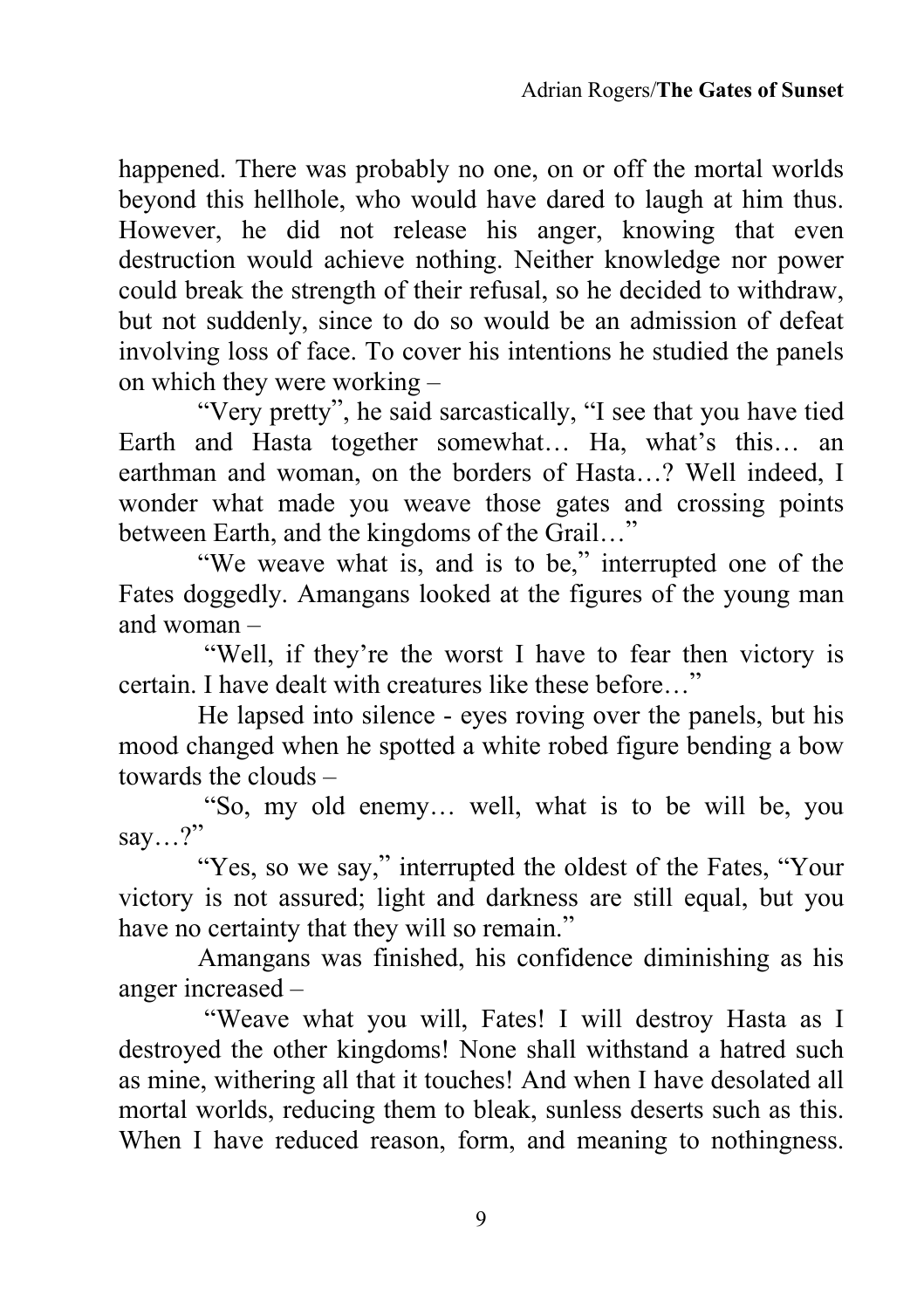happened. There was probably no one, on or off the mortal worlds beyond this hellhole, who would have dared to laugh at him thus. However, he did not release his anger, knowing that even destruction would achieve nothing. Neither knowledge nor power could break the strength of their refusal, so he decided to withdraw, but not suddenly, since to do so would be an admission of defeat involving loss of face. To cover his intentions he studied the panels on which they were working –

"Very pretty", he said sarcastically, "I see that you have tied Earth and Hasta together somewhat… Ha, what's this… an earthman and woman, on the borders of Hasta…? Well indeed, I wonder what made you weave those gates and crossing points between Earth, and the kingdoms of the Grail…"

"We weave what is, and is to be," interrupted one of the Fates doggedly. Amangans looked at the figures of the young man and woman –

"Well, if they're the worst I have to fear then victory is certain. I have dealt with creatures like these before…"

He lapsed into silence - eyes roving over the panels, but his mood changed when he spotted a white robed figure bending a bow towards the clouds –

"So, my old enemy… well, what is to be will be, you say…?"

"Yes, so we say," interrupted the oldest of the Fates, "Your victory is not assured; light and darkness are still equal, but you have no certainty that they will so remain."

Amangans was finished, his confidence diminishing as his anger increased –

"Weave what you will, Fates! I will destroy Hasta as I destroyed the other kingdoms! None shall withstand a hatred such as mine, withering all that it touches! And when I have desolated all mortal worlds, reducing them to bleak, sunless deserts such as this. When I have reduced reason, form, and meaning to nothingness.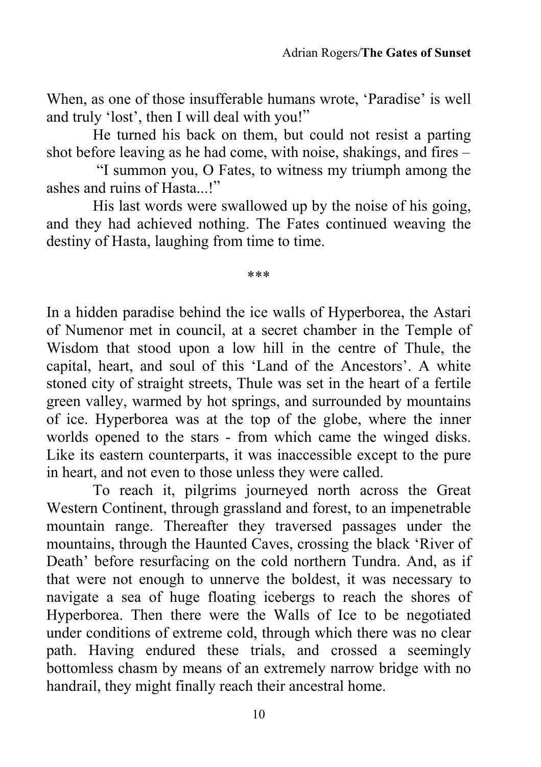When, as one of those insufferable humans wrote, 'Paradise' is well and truly 'lost', then I will deal with you!"

He turned his back on them, but could not resist a parting shot before leaving as he had come, with noise, shakings, and fires –

"I summon you, O Fates, to witness my triumph among the ashes and ruins of Hasta...!"

His last words were swallowed up by the noise of his going, and they had achieved nothing. The Fates continued weaving the destiny of Hasta, laughing from time to time.

\*\*\*

In a hidden paradise behind the ice walls of Hyperborea, the Astari of Numenor met in council, at a secret chamber in the Temple of Wisdom that stood upon a low hill in the centre of Thule, the capital, heart, and soul of this 'Land of the Ancestors'. A white stoned city of straight streets, Thule was set in the heart of a fertile green valley, warmed by hot springs, and surrounded by mountains of ice. Hyperborea was at the top of the globe, where the inner worlds opened to the stars - from which came the winged disks. Like its eastern counterparts, it was inaccessible except to the pure in heart, and not even to those unless they were called.

To reach it, pilgrims journeyed north across the Great Western Continent, through grassland and forest, to an impenetrable mountain range. Thereafter they traversed passages under the mountains, through the Haunted Caves, crossing the black 'River of Death' before resurfacing on the cold northern Tundra. And, as if that were not enough to unnerve the boldest, it was necessary to navigate a sea of huge floating icebergs to reach the shores of Hyperborea. Then there were the Walls of Ice to be negotiated under conditions of extreme cold, through which there was no clear path. Having endured these trials, and crossed a seemingly bottomless chasm by means of an extremely narrow bridge with no handrail, they might finally reach their ancestral home.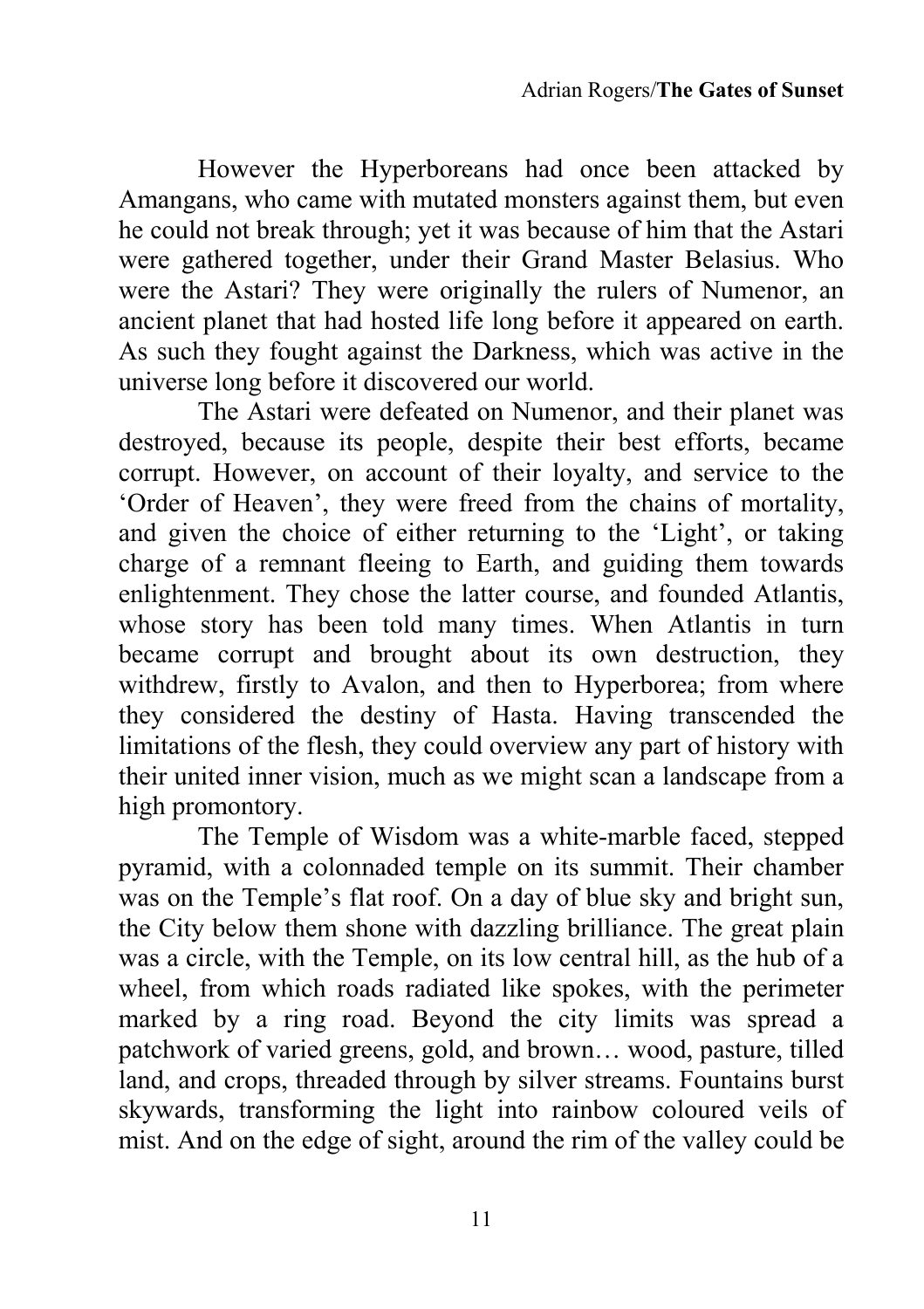However the Hyperboreans had once been attacked by Amangans, who came with mutated monsters against them, but even he could not break through; yet it was because of him that the Astari were gathered together, under their Grand Master Belasius. Who were the Astari? They were originally the rulers of Numenor, an ancient planet that had hosted life long before it appeared on earth. As such they fought against the Darkness, which was active in the universe long before it discovered our world.

The Astari were defeated on Numenor, and their planet was destroyed, because its people, despite their best efforts, became corrupt. However, on account of their loyalty, and service to the 'Order of Heaven', they were freed from the chains of mortality, and given the choice of either returning to the 'Light', or taking charge of a remnant fleeing to Earth, and guiding them towards enlightenment. They chose the latter course, and founded Atlantis, whose story has been told many times. When Atlantis in turn became corrupt and brought about its own destruction, they withdrew, firstly to Avalon, and then to Hyperborea; from where they considered the destiny of Hasta. Having transcended the limitations of the flesh, they could overview any part of history with their united inner vision, much as we might scan a landscape from a high promontory.

The Temple of Wisdom was a white-marble faced, stepped pyramid, with a colonnaded temple on its summit. Their chamber was on the Temple's flat roof. On a day of blue sky and bright sun, the City below them shone with dazzling brilliance. The great plain was a circle, with the Temple, on its low central hill, as the hub of a wheel, from which roads radiated like spokes, with the perimeter marked by a ring road. Beyond the city limits was spread a patchwork of varied greens, gold, and brown… wood, pasture, tilled land, and crops, threaded through by silver streams. Fountains burst skywards, transforming the light into rainbow coloured veils of mist. And on the edge of sight, around the rim of the valley could be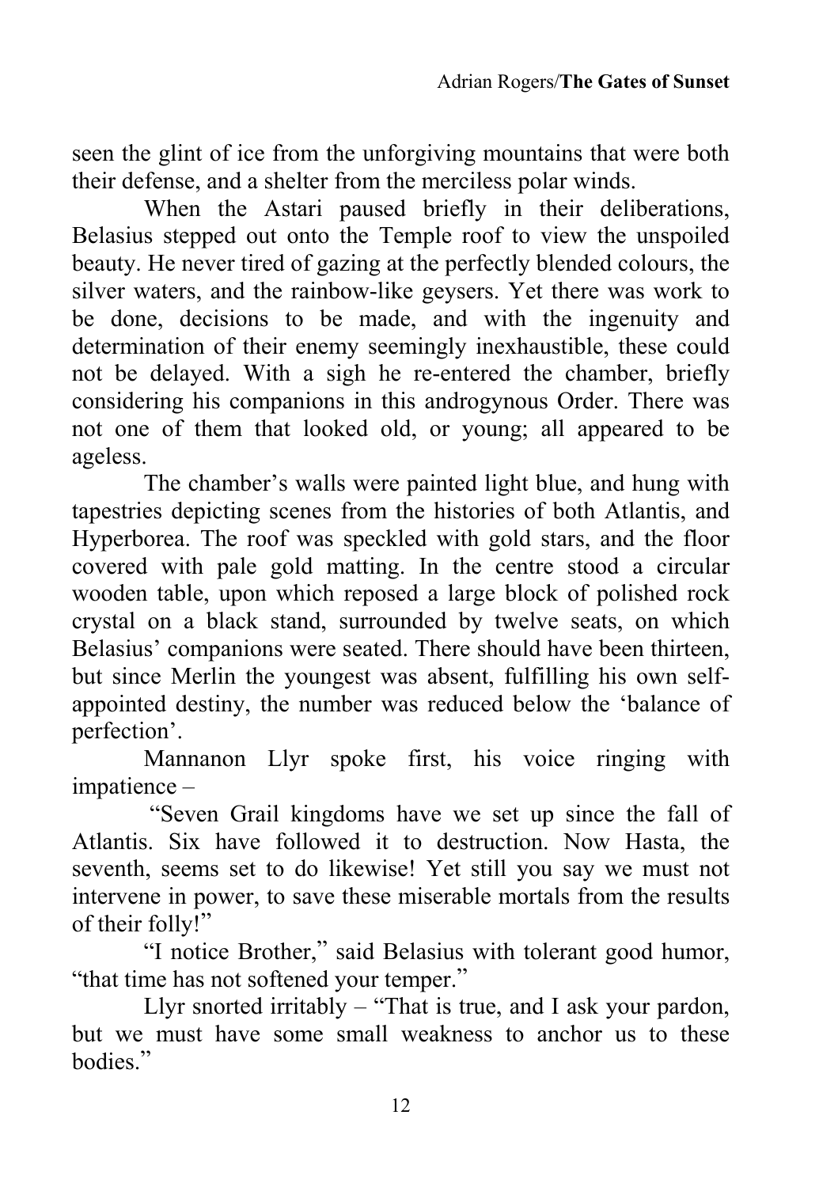seen the glint of ice from the unforgiving mountains that were both their defense, and a shelter from the merciless polar winds.

When the Astari paused briefly in their deliberations, Belasius stepped out onto the Temple roof to view the unspoiled beauty. He never tired of gazing at the perfectly blended colours, the silver waters, and the rainbow-like geysers. Yet there was work to be done, decisions to be made, and with the ingenuity and determination of their enemy seemingly inexhaustible, these could not be delayed. With a sigh he re-entered the chamber, briefly considering his companions in this androgynous Order. There was not one of them that looked old, or young; all appeared to be ageless.

The chamber's walls were painted light blue, and hung with tapestries depicting scenes from the histories of both Atlantis, and Hyperborea. The roof was speckled with gold stars, and the floor covered with pale gold matting. In the centre stood a circular wooden table, upon which reposed a large block of polished rock crystal on a black stand, surrounded by twelve seats, on which Belasius' companions were seated. There should have been thirteen, but since Merlin the youngest was absent, fulfilling his own self-appointed destiny, the number was reduced below the 'balance of perfection'.

Mannanon Llyr spoke first, his voice ringing with impatience –

"Seven Grail kingdoms have we set up since the fall of Atlantis. Six have followed it to destruction. Now Hasta, the seventh, seems set to do likewise! Yet still you say we must not intervene in power, to save these miserable mortals from the results of their folly!"

"I notice Brother," said Belasius with tolerant good humor, "that time has not softened your temper."

Llyr snorted irritably – "That is true, and I ask your pardon, but we must have some small weakness to anchor us to these bodies."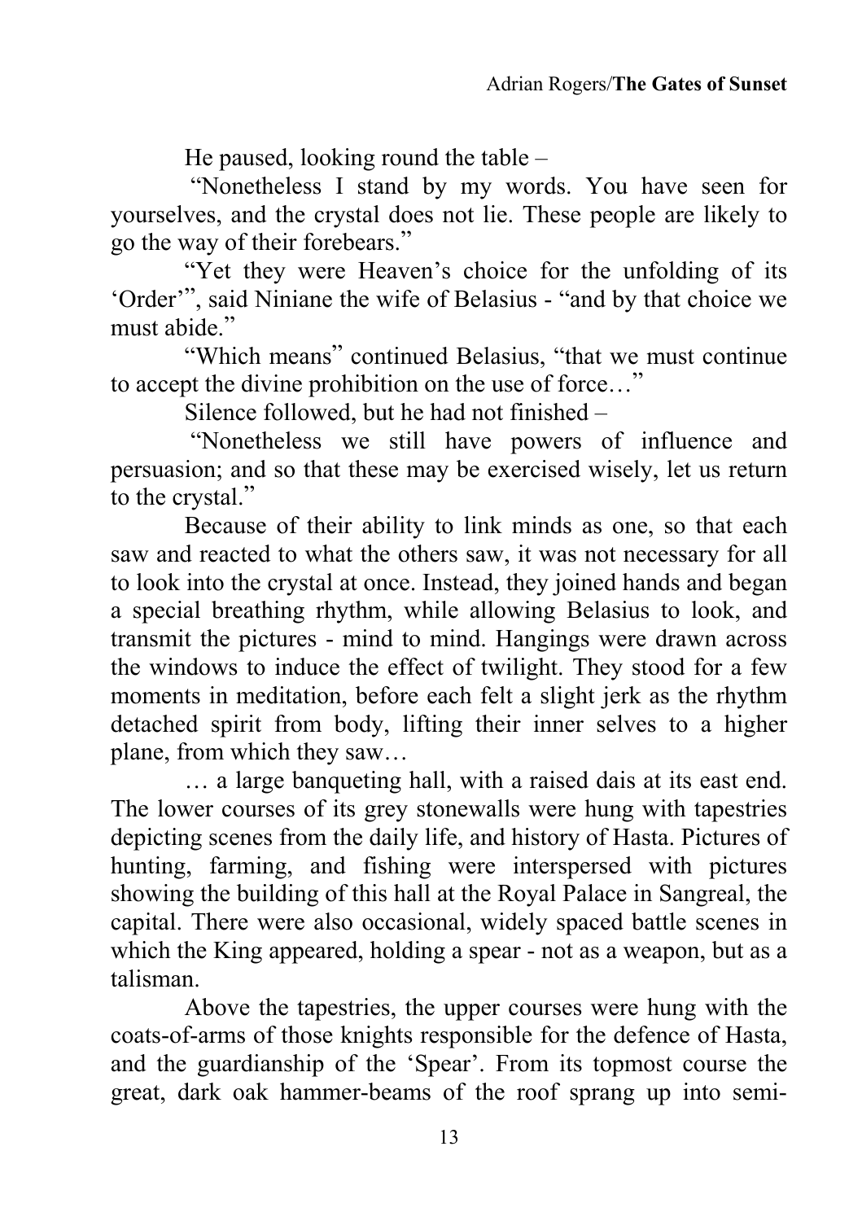He paused, looking round the table –

"Nonetheless I stand by my words. You have seen for yourselves, and the crystal does not lie. These people are likely to go the way of their forebears."

"Yet they were Heaven's choice for the unfolding of its 'Order'", said Niniane the wife of Belasius - "and by that choice we must abide."

"Which means" continued Belasius, "that we must continue to accept the divine prohibition on the use of force…"

Silence followed, but he had not finished –

"Nonetheless we still have powers of influence and persuasion; and so that these may be exercised wisely, let us return to the crystal."

Because of their ability to link minds as one, so that each saw and reacted to what the others saw, it was not necessary for all to look into the crystal at once. Instead, they joined hands and began a special breathing rhythm, while allowing Belasius to look, and transmit the pictures - mind to mind. Hangings were drawn across the windows to induce the effect of twilight. They stood for a few moments in meditation, before each felt a slight jerk as the rhythm detached spirit from body, lifting their inner selves to a higher plane, from which they saw…

… a large banqueting hall, with a raised dais at its east end. The lower courses of its grey stonewalls were hung with tapestries depicting scenes from the daily life, and history of Hasta. Pictures of hunting, farming, and fishing were interspersed with pictures showing the building of this hall at the Royal Palace in Sangreal, the capital. There were also occasional, widely spaced battle scenes in which the King appeared, holding a spear - not as a weapon, but as a talisman.

Above the tapestries, the upper courses were hung with the coats-of-arms of those knights responsible for the defence of Hasta, and the guardianship of the 'Spear'. From its topmost course the great, dark oak hammer-beams of the roof sprang up into semi-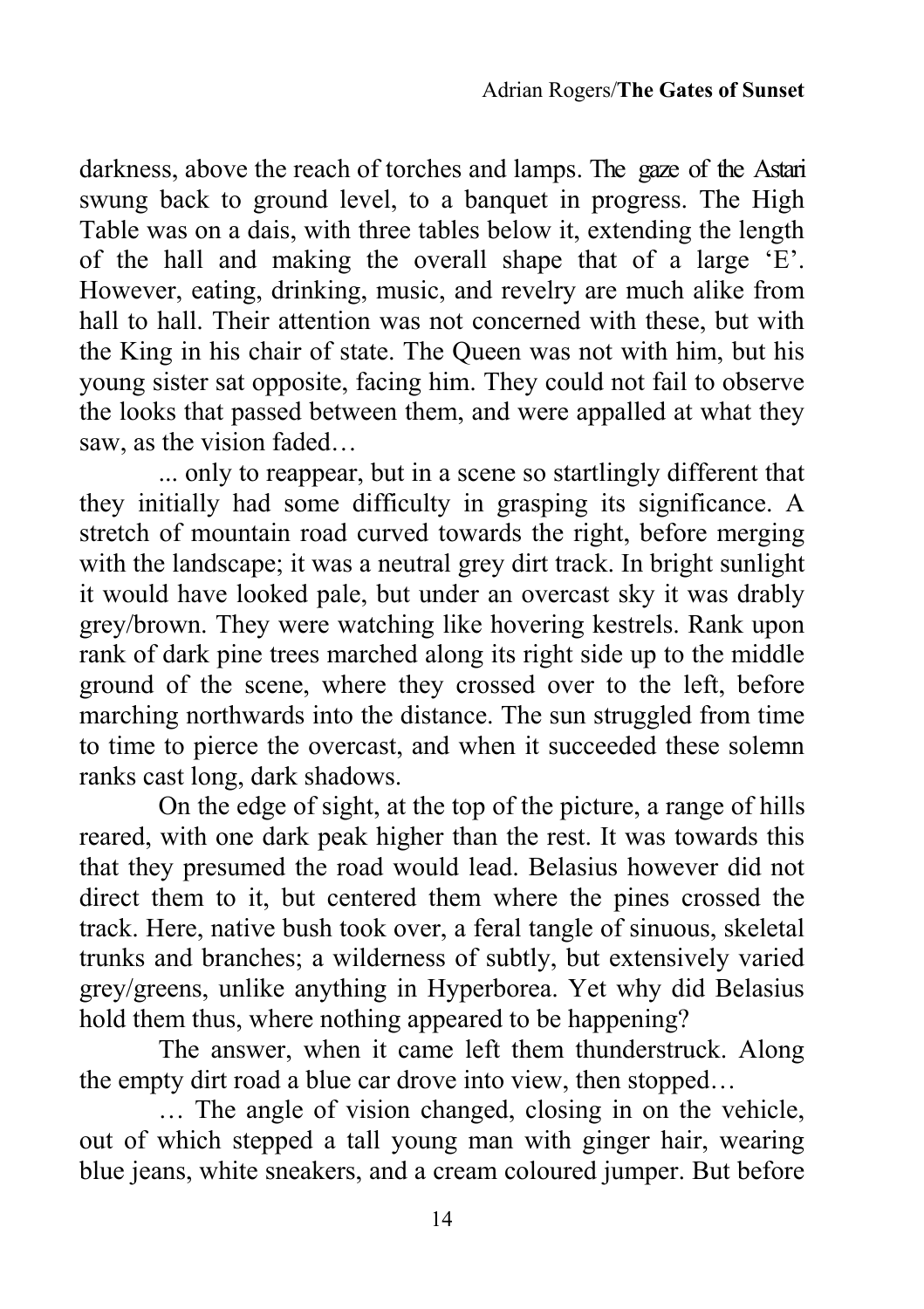darkness, above the reach of torches and lamps. The gaze of the Astari swung back to ground level, to a banquet in progress. The High Table was on a dais, with three tables below it, extending the length of the hall and making the overall shape that of a large 'E'. However, eating, drinking, music, and revelry are much alike from hall to hall. Their attention was not concerned with these, but with the King in his chair of state. The Queen was not with him, but his young sister sat opposite, facing him. They could not fail to observe the looks that passed between them, and were appalled at what they saw, as the vision faded…

... only to reappear, but in a scene so startlingly different that they initially had some difficulty in grasping its significance. A stretch of mountain road curved towards the right, before merging with the landscape; it was a neutral grey dirt track. In bright sunlight it would have looked pale, but under an overcast sky it was drably grey/brown. They were watching like hovering kestrels. Rank upon rank of dark pine trees marched along its right side up to the middle ground of the scene, where they crossed over to the left, before marching northwards into the distance. The sun struggled from time to time to pierce the overcast, and when it succeeded these solemn ranks cast long, dark shadows.

On the edge of sight, at the top of the picture, a range of hills reared, with one dark peak higher than the rest. It was towards this that they presumed the road would lead. Belasius however did not direct them to it, but centered them where the pines crossed the track. Here, native bush took over, a feral tangle of sinuous, skeletal trunks and branches; a wilderness of subtly, but extensively varied grey/greens, unlike anything in Hyperborea. Yet why did Belasius hold them thus, where nothing appeared to be happening?

The answer, when it came left them thunderstruck. Along the empty dirt road a blue car drove into view, then stopped…

… The angle of vision changed, closing in on the vehicle, out of which stepped a tall young man with ginger hair, wearing blue jeans, white sneakers, and a cream coloured jumper. But before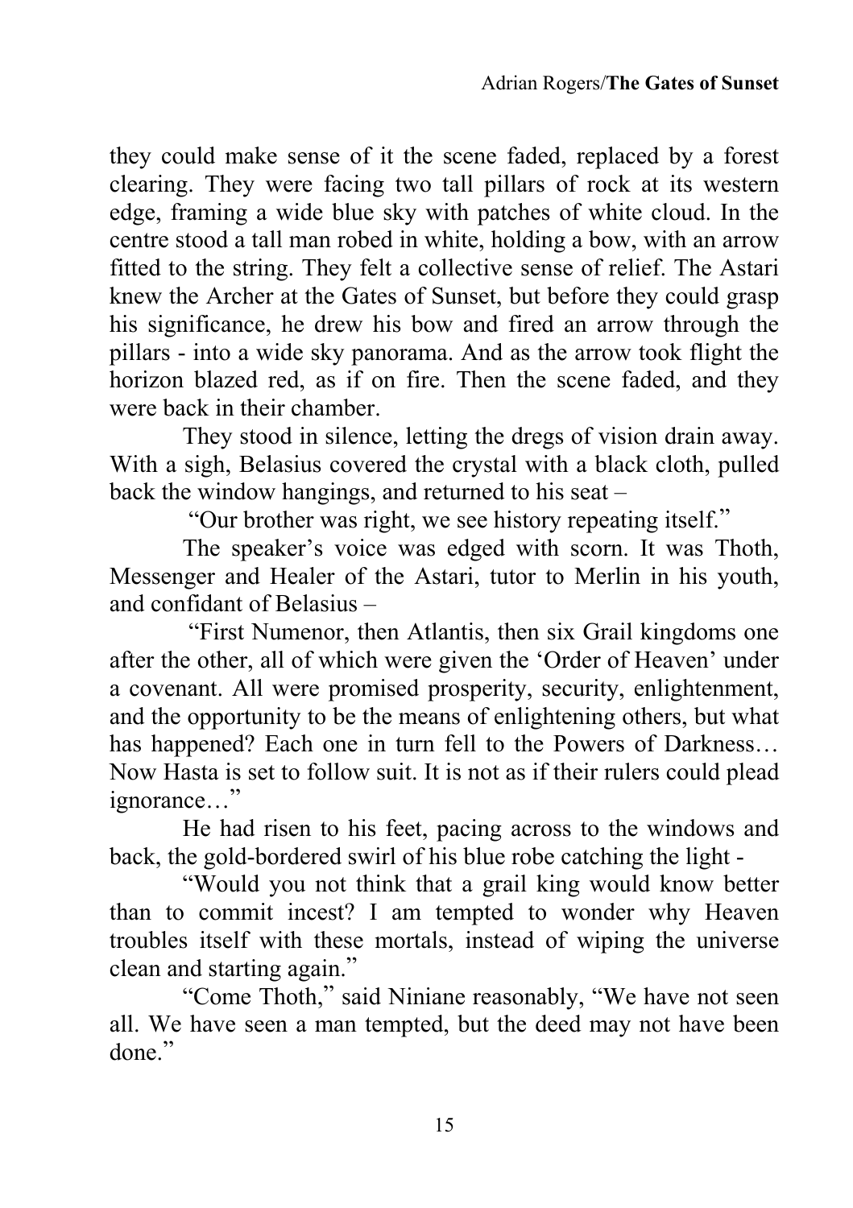they could make sense of it the scene faded, replaced by a forest clearing. They were facing two tall pillars of rock at its western edge, framing a wide blue sky with patches of white cloud. In the centre stood a tall man robed in white, holding a bow, with an arrow fitted to the string. They felt a collective sense of relief. The Astari knew the Archer at the Gates of Sunset, but before they could grasp his significance, he drew his bow and fired an arrow through the pillars - into a wide sky panorama. And as the arrow took flight the horizon blazed red, as if on fire. Then the scene faded, and they were back in their chamber.

They stood in silence, letting the dregs of vision drain away. With a sigh, Belasius covered the crystal with a black cloth, pulled back the window hangings, and returned to his seat –

"Our brother was right, we see history repeating itself."

The speaker's voice was edged with scorn. It was Thoth, Messenger and Healer of the Astari, tutor to Merlin in his youth, and confidant of Belasius –

"First Numenor, then Atlantis, then six Grail kingdoms one after the other, all of which were given the 'Order of Heaven' under a covenant. All were promised prosperity, security, enlightenment, and the opportunity to be the means of enlightening others, but what has happened? Each one in turn fell to the Powers of Darkness… Now Hasta is set to follow suit. It is not as if their rulers could plead ignorance…"

He had risen to his feet, pacing across to the windows and back, the gold-bordered swirl of his blue robe catching the light -

"Would you not think that a grail king would know better than to commit incest? I am tempted to wonder why Heaven troubles itself with these mortals, instead of wiping the universe clean and starting again."

"Come Thoth," said Niniane reasonably, "We have not seen all. We have seen a man tempted, but the deed may not have been done."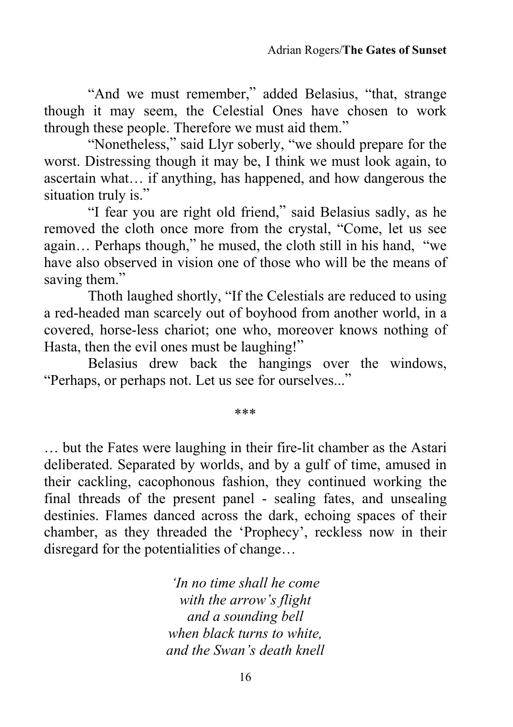"And we must remember," added Belasius, "that, strange though it may seem, the Celestial Ones have chosen to work through these people. Therefore we must aid them."

"Nonetheless," said Llyr soberly, "we should prepare for the worst. Distressing though it may be, I think we must look again, to ascertain what… if anything, has happened, and how dangerous the situation truly is."

"I fear you are right old friend," said Belasius sadly, as he removed the cloth once more from the crystal, "Come, let us see again… Perhaps though," he mused, the cloth still in his hand, "we have also observed in vision one of those who will be the means of saving them."

Thoth laughed shortly, "If the Celestials are reduced to using a red-headed man scarcely out of boyhood from another world, in a covered, horse-less chariot; one who, moreover knows nothing of Hasta, then the evil ones must be laughing!"

Belasius drew back the hangings over the windows, "Perhaps, or perhaps not. Let us see for ourselves..."

\*\*\*

… but the Fates were laughing in their fire-lit chamber as the Astari deliberated. Separated by worlds, and by a gulf of time, amused in their cackling, cacophonous fashion, they continued working the final threads of the present panel - sealing fates, and unsealing destinies. Flames danced across the dark, echoing spaces of their chamber, as they threaded the 'Prophecy', reckless now in their disregard for the potentialities of change…

*'In no time shall he come*
*with the arrow's flight*
*and a sounding bell*
*when black turns to white,*
*and the Swan's death knell*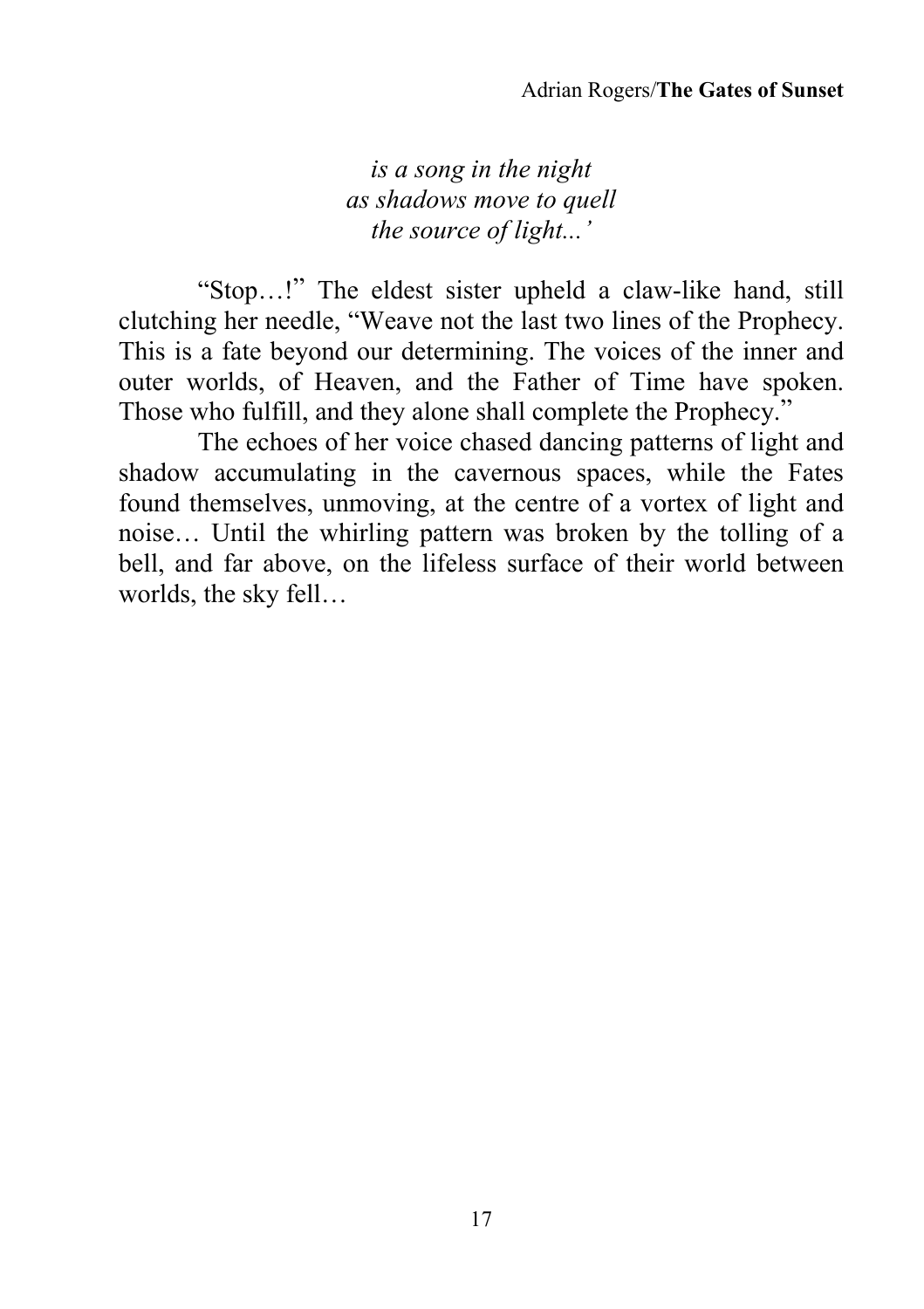*is a song in the night*
*as shadows move to quell*
*the source of light...'*

"Stop…!" The eldest sister upheld a claw-like hand, still clutching her needle, "Weave not the last two lines of the Prophecy. This is a fate beyond our determining. The voices of the inner and outer worlds, of Heaven, and the Father of Time have spoken. Those who fulfill, and they alone shall complete the Prophecy."

The echoes of her voice chased dancing patterns of light and shadow accumulating in the cavernous spaces, while the Fates found themselves, unmoving, at the centre of a vortex of light and noise… Until the whirling pattern was broken by the tolling of a bell, and far above, on the lifeless surface of their world between worlds, the sky fell…